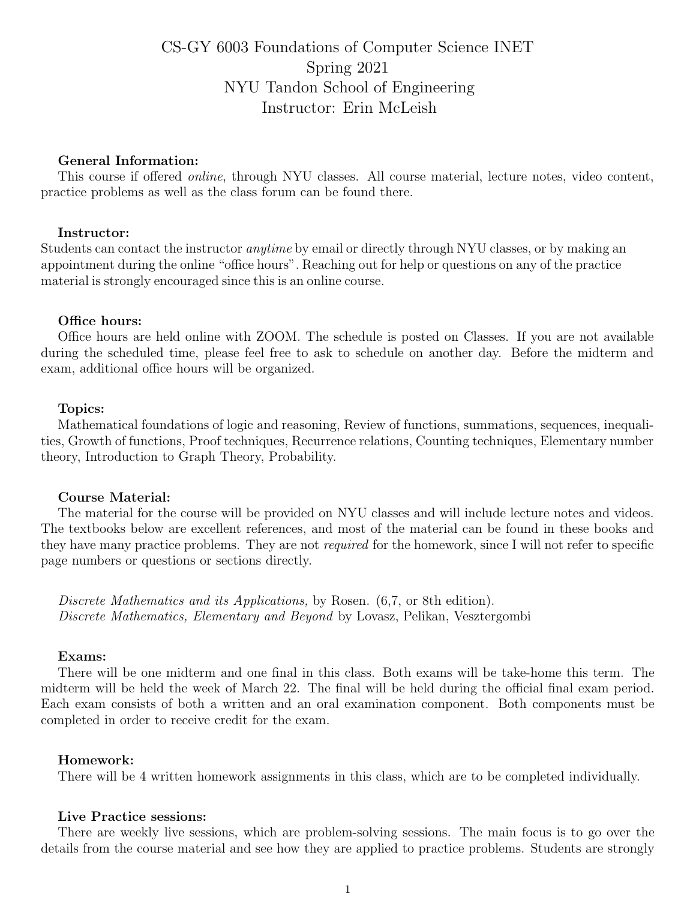# CS-GY 6003 Foundations of Computer Science INET
## Spring 2021
## NYU Tandon School of Engineering
## Instructor: Erin McLeish

**General Information:**

This course if offered *online*, through NYU classes. All course material, lecture notes, video content, practice problems as well as the class forum can be found there.

**Instructor:**

Students can contact the instructor *anytime* by email or directly through NYU classes, or by making an appointment during the online "office hours". Reaching out for help or questions on any of the practice material is strongly encouraged since this is an online course.

**Office hours:**

Office hours are held online with ZOOM. The schedule is posted on Classes. If you are not available during the scheduled time, please feel free to ask to schedule on another day. Before the midterm and exam, additional office hours will be organized.

**Topics:**

Mathematical foundations of logic and reasoning, Review of functions, summations, sequences, inequalities, Growth of functions, Proof techniques, Recurrence relations, Counting techniques, Elementary number theory, Introduction to Graph Theory, Probability.

**Course Material:**

The material for the course will be provided on NYU classes and will include lecture notes and videos. The textbooks below are excellent references, and most of the material can be found in these books and they have many practice problems. They are not *required* for the homework, since I will not refer to specific page numbers or questions or sections directly.

*Discrete Mathematics and its Applications,* by Rosen. (6,7, or 8th edition).
*Discrete Mathematics, Elementary and Beyond* by Lovasz, Pelikan, Vesztergombi

**Exams:**

There will be one midterm and one final in this class. Both exams will be take-home this term. The midterm will be held the week of March 22. The final will be held during the official final exam period. Each exam consists of both a written and an oral examination component. Both components must be completed in order to receive credit for the exam.

**Homework:**

There will be 4 written homework assignments in this class, which are to be completed individually.

**Live Practice sessions:**

There are weekly live sessions, which are problem-solving sessions. The main focus is to go over the details from the course material and see how they are applied to practice problems. Students are strongly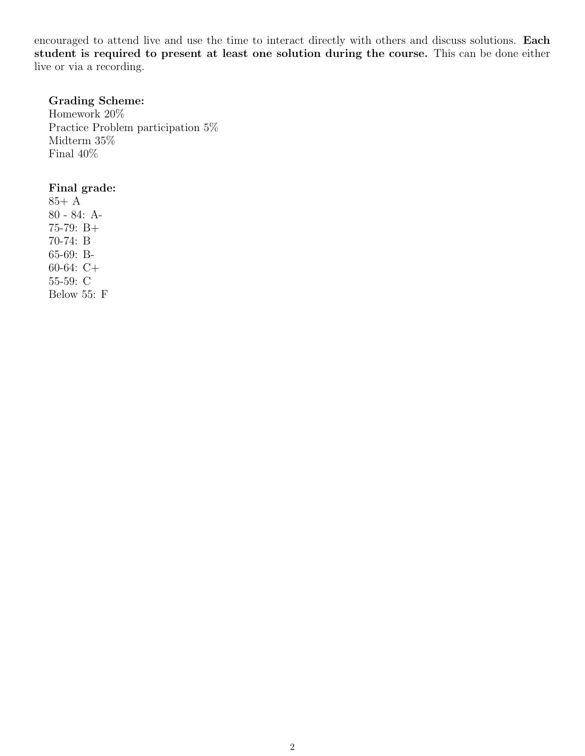encouraged to attend live and use the time to interact directly with others and discuss solutions. **Each student is required to present at least one solution during the course.** This can be done either live or via a recording.

**Grading Scheme:**
Homework 20%
Practice Problem participation 5%
Midterm 35%
Final 40%

**Final grade:**
85+ A
80 - 84: A-
75-79: B+
70-74: B
65-69: B-
60-64: C+
55-59: C
Below 55: F